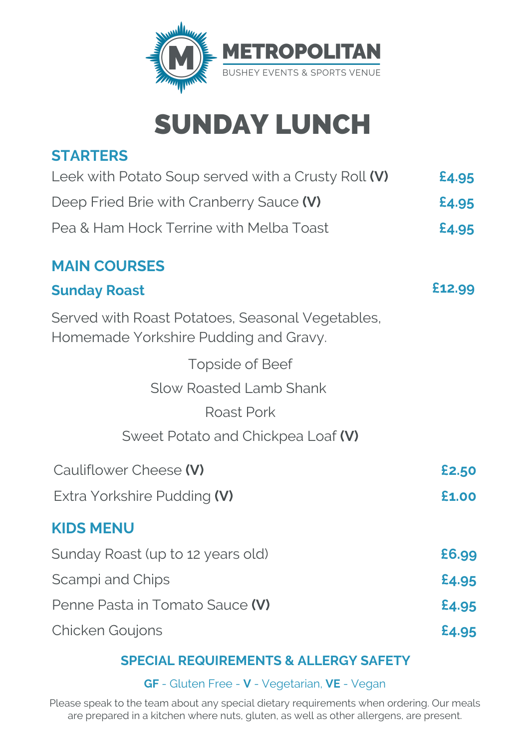**METROPOLITAN**

BUSHEY EVENTS & SPORTS VENUE

# SUNDAY LUNCH

## STARTERS

| | |
|---|---|
| Leek with Potato Soup served with a Crusty Roll **(V)** | £4.95 |
| Deep Fried Brie with Cranberry Sauce **(V)** | £4.95 |
| Pea & Ham Hock Terrine with Melba Toast | £4.95 |

## MAIN COURSES

### Sunday Roast — £12.99

Served with Roast Potatoes, Seasonal Vegetables, Homemade Yorkshire Pudding and Gravy.

Topside of Beef

Slow Roasted Lamb Shank

Roast Pork

Sweet Potato and Chickpea Loaf **(V)**

| | |
|---|---|
| Cauliflower Cheese **(V)** | £2.50 |
| Extra Yorkshire Pudding **(V)** | £1.00 |

## KIDS MENU

| | |
|---|---|
| Sunday Roast (up to 12 years old) | £6.99 |
| Scampi and Chips | £4.95 |
| Penne Pasta in Tomato Sauce **(V)** | £4.95 |
| Chicken Goujons | £4.95 |

### SPECIAL REQUIREMENTS & ALLERGY SAFETY

**GF** - Gluten Free - **V** - Vegetarian, **VE** - Vegan

Please speak to the team about any special dietary requirements when ordering. Our meals are prepared in a kitchen where nuts, gluten, as well as other allergens, are present.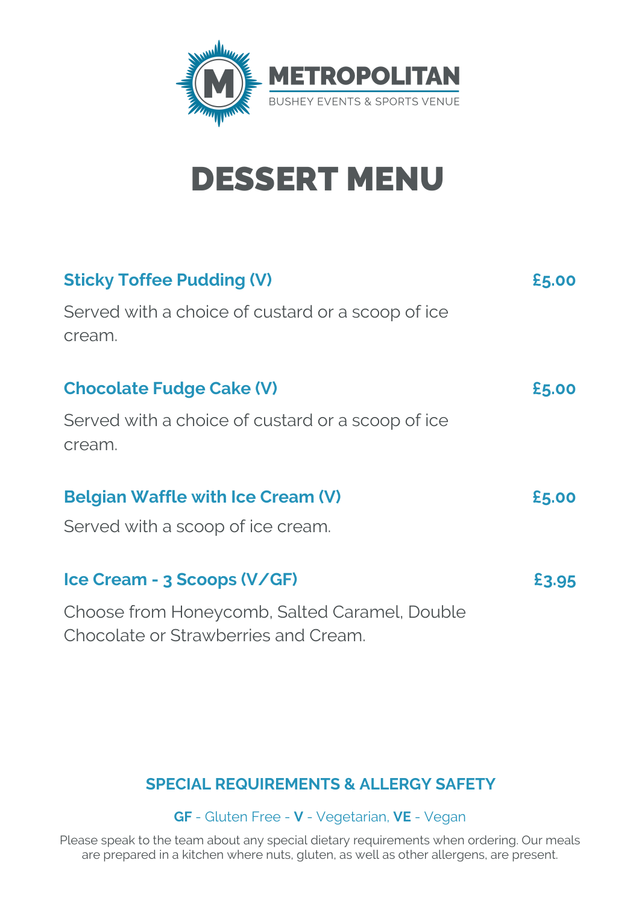METROPOLITAN

BUSHEY EVENTS & SPORTS VENUE

# DESSERT MENU

**Sticky Toffee Pudding (V)** **£5.00**

Served with a choice of custard or a scoop of ice cream.

**Chocolate Fudge Cake (V)** **£5.00**

Served with a choice of custard or a scoop of ice cream.

**Belgian Waffle with Ice Cream (V)** **£5.00**

Served with a scoop of ice cream.

**Ice Cream - 3 Scoops (V/GF)** **£3.95**

Choose from Honeycomb, Salted Caramel, Double Chocolate or Strawberries and Cream.

## SPECIAL REQUIREMENTS & ALLERGY SAFETY

**GF** - Gluten Free - **V** - Vegetarian, **VE** - Vegan

Please speak to the team about any special dietary requirements when ordering. Our meals are prepared in a kitchen where nuts, gluten, as well as other allergens, are present.